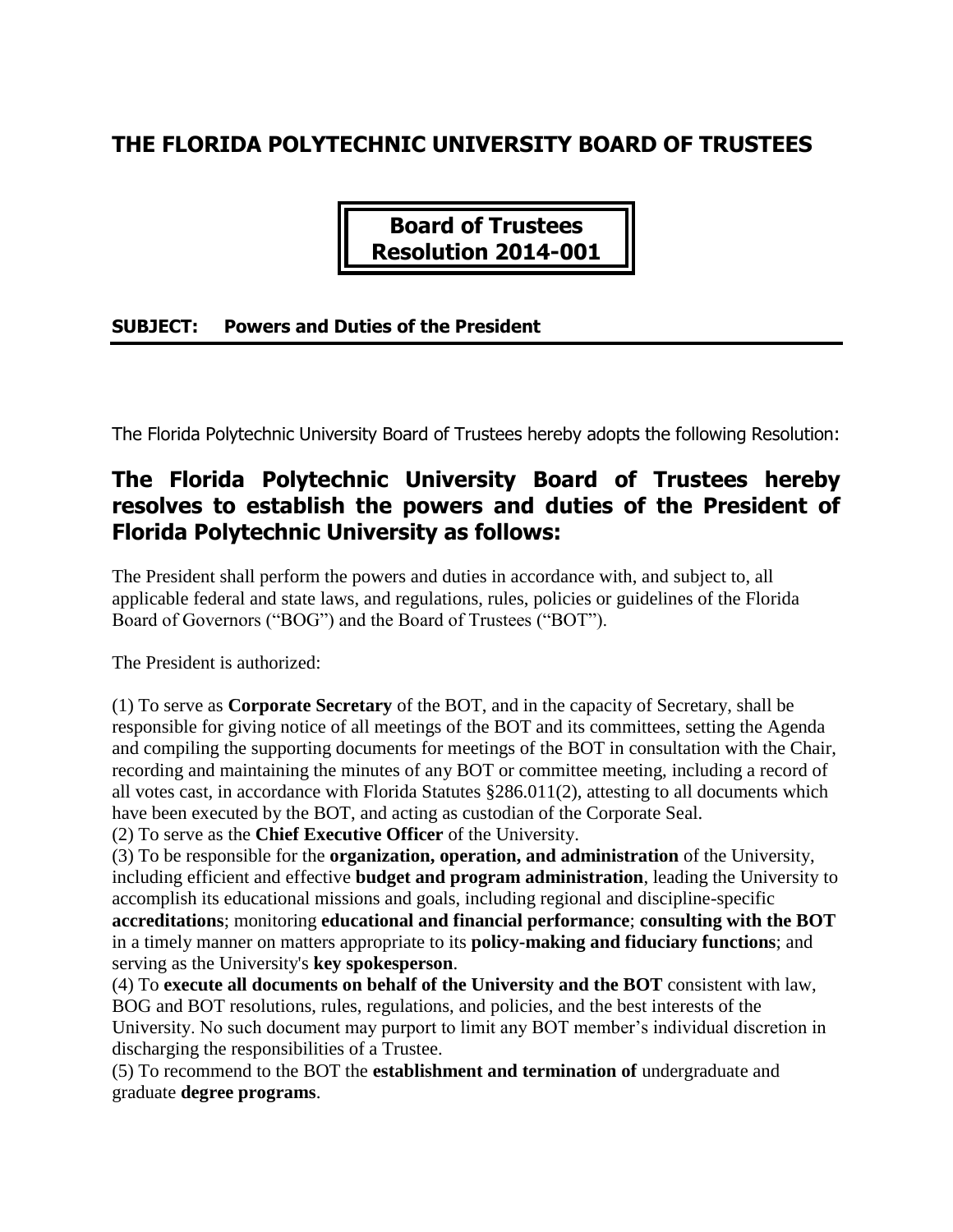# THE FLORIDA POLYTECHNIC UNIVERSITY BOARD OF TRUSTEES

## Board of Trustees Resolution 2014-001

**SUBJECT: Powers and Duties of the President**

The Florida Polytechnic University Board of Trustees hereby adopts the following Resolution:

## The Florida Polytechnic University Board of Trustees hereby resolves to establish the powers and duties of the President of Florida Polytechnic University as follows:

The President shall perform the powers and duties in accordance with, and subject to, all applicable federal and state laws, and regulations, rules, policies or guidelines of the Florida Board of Governors ("BOG") and the Board of Trustees ("BOT").

The President is authorized:

(1) To serve as **Corporate Secretary** of the BOT, and in the capacity of Secretary, shall be responsible for giving notice of all meetings of the BOT and its committees, setting the Agenda and compiling the supporting documents for meetings of the BOT in consultation with the Chair, recording and maintaining the minutes of any BOT or committee meeting, including a record of all votes cast, in accordance with Florida Statutes §286.011(2), attesting to all documents which have been executed by the BOT, and acting as custodian of the Corporate Seal.

(2) To serve as the **Chief Executive Officer** of the University.

(3) To be responsible for the **organization, operation, and administration** of the University, including efficient and effective **budget and program administration**, leading the University to accomplish its educational missions and goals, including regional and discipline-specific **accreditations**; monitoring **educational and financial performance**; **consulting with the BOT** in a timely manner on matters appropriate to its **policy-making and fiduciary functions**; and serving as the University's **key spokesperson**.

(4) To **execute all documents on behalf of the University and the BOT** consistent with law, BOG and BOT resolutions, rules, regulations, and policies, and the best interests of the University. No such document may purport to limit any BOT member's individual discretion in discharging the responsibilities of a Trustee.

(5) To recommend to the BOT the **establishment and termination of** undergraduate and graduate **degree programs**.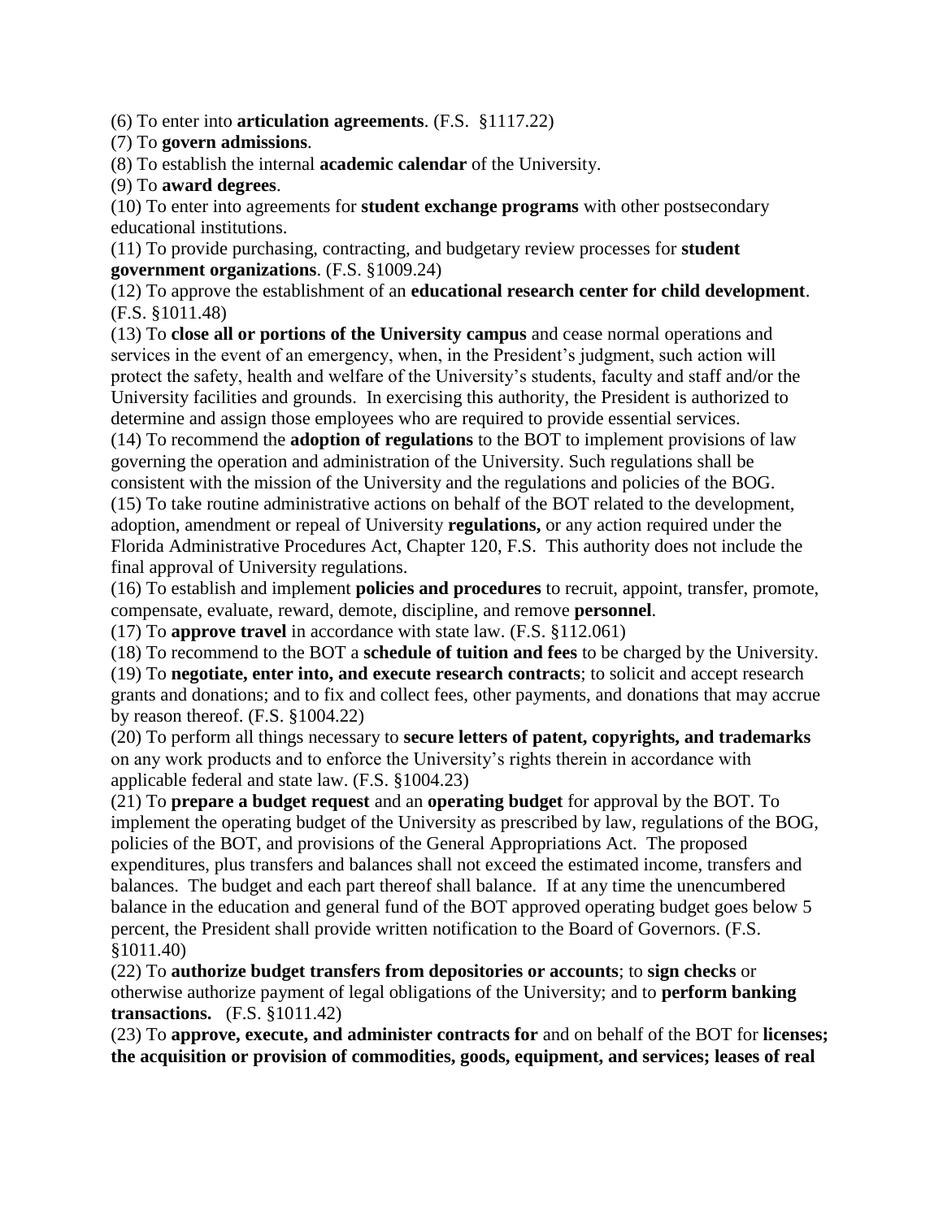(6) To enter into **articulation agreements**. (F.S. §1117.22)

(7) To **govern admissions**.

(8) To establish the internal **academic calendar** of the University.

(9) To **award degrees**.

(10) To enter into agreements for **student exchange programs** with other postsecondary educational institutions.

(11) To provide purchasing, contracting, and budgetary review processes for **student government organizations**. (F.S. §1009.24)

(12) To approve the establishment of an **educational research center for child development**. (F.S. §1011.48)

(13) To **close all or portions of the University campus** and cease normal operations and services in the event of an emergency, when, in the President's judgment, such action will protect the safety, health and welfare of the University's students, faculty and staff and/or the University facilities and grounds. In exercising this authority, the President is authorized to determine and assign those employees who are required to provide essential services.

(14) To recommend the **adoption of regulations** to the BOT to implement provisions of law governing the operation and administration of the University. Such regulations shall be consistent with the mission of the University and the regulations and policies of the BOG.

(15) To take routine administrative actions on behalf of the BOT related to the development, adoption, amendment or repeal of University **regulations,** or any action required under the Florida Administrative Procedures Act, Chapter 120, F.S. This authority does not include the final approval of University regulations.

(16) To establish and implement **policies and procedures** to recruit, appoint, transfer, promote, compensate, evaluate, reward, demote, discipline, and remove **personnel**.

(17) To **approve travel** in accordance with state law. (F.S. §112.061)

(18) To recommend to the BOT a **schedule of tuition and fees** to be charged by the University.

(19) To **negotiate, enter into, and execute research contracts**; to solicit and accept research grants and donations; and to fix and collect fees, other payments, and donations that may accrue by reason thereof. (F.S. §1004.22)

(20) To perform all things necessary to **secure letters of patent, copyrights, and trademarks** on any work products and to enforce the University's rights therein in accordance with applicable federal and state law. (F.S. §1004.23)

(21) To **prepare a budget request** and an **operating budget** for approval by the BOT. To implement the operating budget of the University as prescribed by law, regulations of the BOG, policies of the BOT, and provisions of the General Appropriations Act. The proposed expenditures, plus transfers and balances shall not exceed the estimated income, transfers and balances. The budget and each part thereof shall balance. If at any time the unencumbered balance in the education and general fund of the BOT approved operating budget goes below 5 percent, the President shall provide written notification to the Board of Governors. (F.S. §1011.40)

(22) To **authorize budget transfers from depositories or accounts**; to **sign checks** or otherwise authorize payment of legal obligations of the University; and to **perform banking transactions.** (F.S. §1011.42)

(23) To **approve, execute, and administer contracts for** and on behalf of the BOT for **licenses; the acquisition or provision of commodities, goods, equipment, and services; leases of real**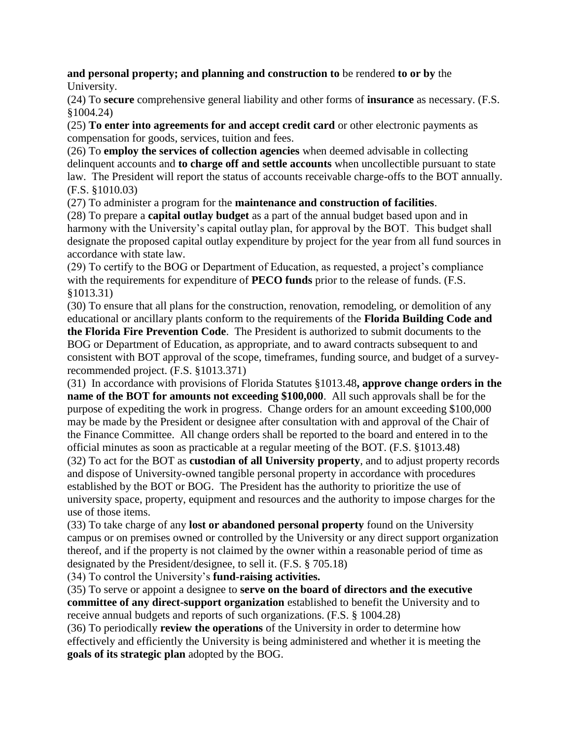**and personal property; and planning and construction to** be rendered **to or by** the University.

(24) To **secure** comprehensive general liability and other forms of **insurance** as necessary. (F.S. §1004.24)

(25) **To enter into agreements for and accept credit card** or other electronic payments as compensation for goods, services, tuition and fees.

(26) To **employ the services of collection agencies** when deemed advisable in collecting delinquent accounts and **to charge off and settle accounts** when uncollectible pursuant to state law. The President will report the status of accounts receivable charge-offs to the BOT annually. (F.S. §1010.03)

(27) To administer a program for the **maintenance and construction of facilities**.

(28) To prepare a **capital outlay budget** as a part of the annual budget based upon and in harmony with the University's capital outlay plan, for approval by the BOT. This budget shall designate the proposed capital outlay expenditure by project for the year from all fund sources in accordance with state law.

(29) To certify to the BOG or Department of Education, as requested, a project's compliance with the requirements for expenditure of **PECO funds** prior to the release of funds. (F.S. §1013.31)

(30) To ensure that all plans for the construction, renovation, remodeling, or demolition of any educational or ancillary plants conform to the requirements of the **Florida Building Code and the Florida Fire Prevention Code**. The President is authorized to submit documents to the BOG or Department of Education, as appropriate, and to award contracts subsequent to and consistent with BOT approval of the scope, timeframes, funding source, and budget of a survey-recommended project. (F.S. §1013.371)

(31) In accordance with provisions of Florida Statutes §1013.48**, approve change orders in the name of the BOT for amounts not exceeding $100,000**. All such approvals shall be for the purpose of expediting the work in progress. Change orders for an amount exceeding $100,000 may be made by the President or designee after consultation with and approval of the Chair of the Finance Committee. All change orders shall be reported to the board and entered in to the official minutes as soon as practicable at a regular meeting of the BOT. (F.S. §1013.48)

(32) To act for the BOT as **custodian of all University property**, and to adjust property records and dispose of University-owned tangible personal property in accordance with procedures established by the BOT or BOG. The President has the authority to prioritize the use of university space, property, equipment and resources and the authority to impose charges for the use of those items.

(33) To take charge of any **lost or abandoned personal property** found on the University campus or on premises owned or controlled by the University or any direct support organization thereof, and if the property is not claimed by the owner within a reasonable period of time as designated by the President/designee, to sell it. (F.S. § 705.18)

(34) To control the University's **fund-raising activities.**

(35) To serve or appoint a designee to **serve on the board of directors and the executive committee of any direct-support organization** established to benefit the University and to receive annual budgets and reports of such organizations. (F.S. § 1004.28)

(36) To periodically **review the operations** of the University in order to determine how effectively and efficiently the University is being administered and whether it is meeting the **goals of its strategic plan** adopted by the BOG.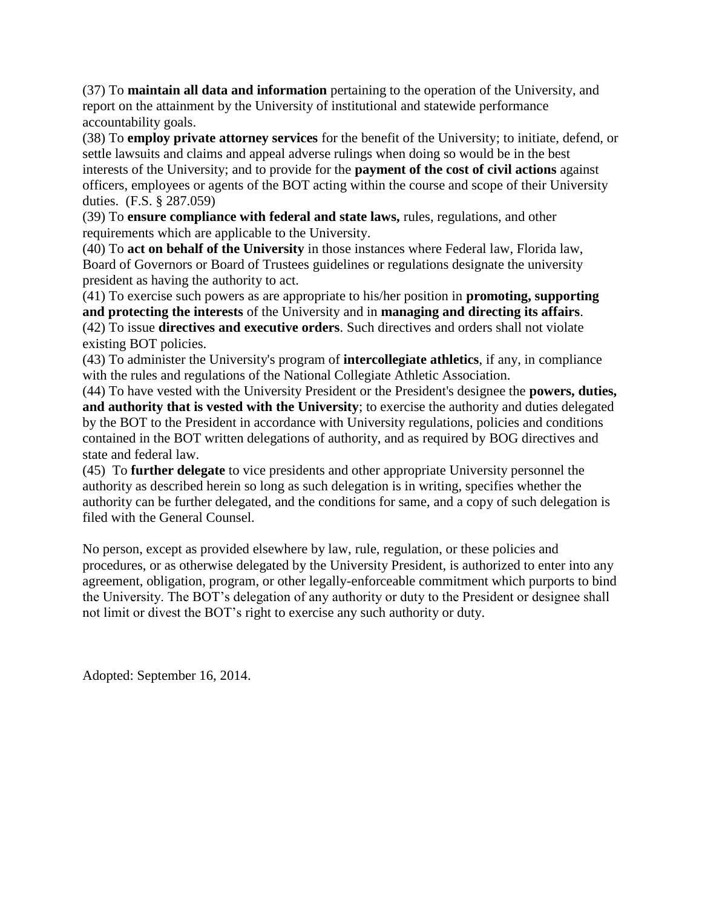(37) To **maintain all data and information** pertaining to the operation of the University, and report on the attainment by the University of institutional and statewide performance accountability goals.

(38) To **employ private attorney services** for the benefit of the University; to initiate, defend, or settle lawsuits and claims and appeal adverse rulings when doing so would be in the best interests of the University; and to provide for the **payment of the cost of civil actions** against officers, employees or agents of the BOT acting within the course and scope of their University duties. (F.S. § 287.059)

(39) To **ensure compliance with federal and state laws,** rules, regulations, and other requirements which are applicable to the University.

(40) To **act on behalf of the University** in those instances where Federal law, Florida law, Board of Governors or Board of Trustees guidelines or regulations designate the university president as having the authority to act.

(41) To exercise such powers as are appropriate to his/her position in **promoting, supporting and protecting the interests** of the University and in **managing and directing its affairs**.

(42) To issue **directives and executive orders**. Such directives and orders shall not violate existing BOT policies.

(43) To administer the University's program of **intercollegiate athletics**, if any, in compliance with the rules and regulations of the National Collegiate Athletic Association.

(44) To have vested with the University President or the President's designee the **powers, duties, and authority that is vested with the University**; to exercise the authority and duties delegated by the BOT to the President in accordance with University regulations, policies and conditions contained in the BOT written delegations of authority, and as required by BOG directives and state and federal law.

(45) To **further delegate** to vice presidents and other appropriate University personnel the authority as described herein so long as such delegation is in writing, specifies whether the authority can be further delegated, and the conditions for same, and a copy of such delegation is filed with the General Counsel.

No person, except as provided elsewhere by law, rule, regulation, or these policies and procedures, or as otherwise delegated by the University President, is authorized to enter into any agreement, obligation, program, or other legally-enforceable commitment which purports to bind the University. The BOT's delegation of any authority or duty to the President or designee shall not limit or divest the BOT's right to exercise any such authority or duty.

Adopted: September 16, 2014.